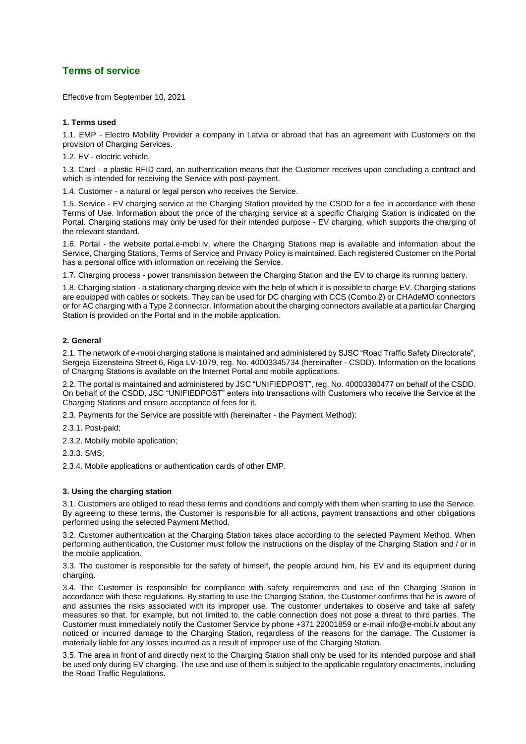# Terms of service

Effective from September 10, 2021

### 1. Terms used

1.1. EMP - Electro Mobility Provider a company in Latvia or abroad that has an agreement with Customers on the provision of Charging Services.

1.2. EV - electric vehicle.

1.3. Card - a plastic RFID card, an authentication means that the Customer receives upon concluding a contract and which is intended for receiving the Service with post-payment.

1.4. Customer - a natural or legal person who receives the Service.

1.5. Service - EV charging service at the Charging Station provided by the CSDD for a fee in accordance with these Terms of Use. Information about the price of the charging service at a specific Charging Station is indicated on the Portal. Charging stations may only be used for their intended purpose - EV charging, which supports the charging of the relevant standard.

1.6. Portal - the website portal.e-mobi.lv, where the Charging Stations map is available and information about the Service, Charging Stations, Terms of Service and Privacy Policy is maintained. Each registered Customer on the Portal has a personal office with information on receiving the Service.

1.7. Charging process - power transmission between the Charging Station and the EV to charge its running battery.

1.8. Charging station - a stationary charging device with the help of which it is possible to charge EV. Charging stations are equipped with cables or sockets. They can be used for DC charging with CCS (Combo 2) or CHAdeMO connectors or for AC charging with a Type 2 connector. Information about the charging connectors available at a particular Charging Station is provided on the Portal and in the mobile application.

### 2. General

2.1. The network of e-mobi charging stations is maintained and administered by SJSC "Road Traffic Safety Directorate", Sergeja Eizensteina Street 6, Riga LV-1079, reg. No. 40003345734 (hereinafter - CSDD). Information on the locations of Charging Stations is available on the Internet Portal and mobile applications.

2.2. The portal is maintained and administered by JSC "UNIFIEDPOST", reg. No. 40003380477 on behalf of the CSDD. On behalf of the CSDD, JSC "UNIFIEDPOST" enters into transactions with Customers who receive the Service at the Charging Stations and ensure acceptance of fees for it.

2.3. Payments for the Service are possible with (hereinafter - the Payment Method):

2.3.1. Post-paid;

2.3.2. Mobilly mobile application;

2.3.3. SMS;

2.3.4. Mobile applications or authentication cards of other EMP.

### 3. Using the charging station

3.1. Customers are obliged to read these terms and conditions and comply with them when starting to use the Service. By agreeing to these terms, the Customer is responsible for all actions, payment transactions and other obligations performed using the selected Payment Method.

3.2. Customer authentication at the Charging Station takes place according to the selected Payment Method. When performing authentication, the Customer must follow the instructions on the display of the Charging Station and / or in the mobile application.

3.3. The customer is responsible for the safety of himself, the people around him, his EV and its equipment during charging.

3.4. The Customer is responsible for compliance with safety requirements and use of the Charging Station in accordance with these regulations. By starting to use the Charging Station, the Customer confirms that he is aware of and assumes the risks associated with its improper use. The customer undertakes to observe and take all safety measures so that, for example, but not limited to, the cable connection does not pose a threat to third parties. The Customer must immediately notify the Customer Service by phone +371 22001859 or e-mail info@e-mobi.lv about any noticed or incurred damage to the Charging Station, regardless of the reasons for the damage. The Customer is materially liable for any losses incurred as a result of improper use of the Charging Station.

3.5. The area in front of and directly next to the Charging Station shall only be used for its intended purpose and shall be used only during EV charging. The use and use of them is subject to the applicable regulatory enactments, including the Road Traffic Regulations.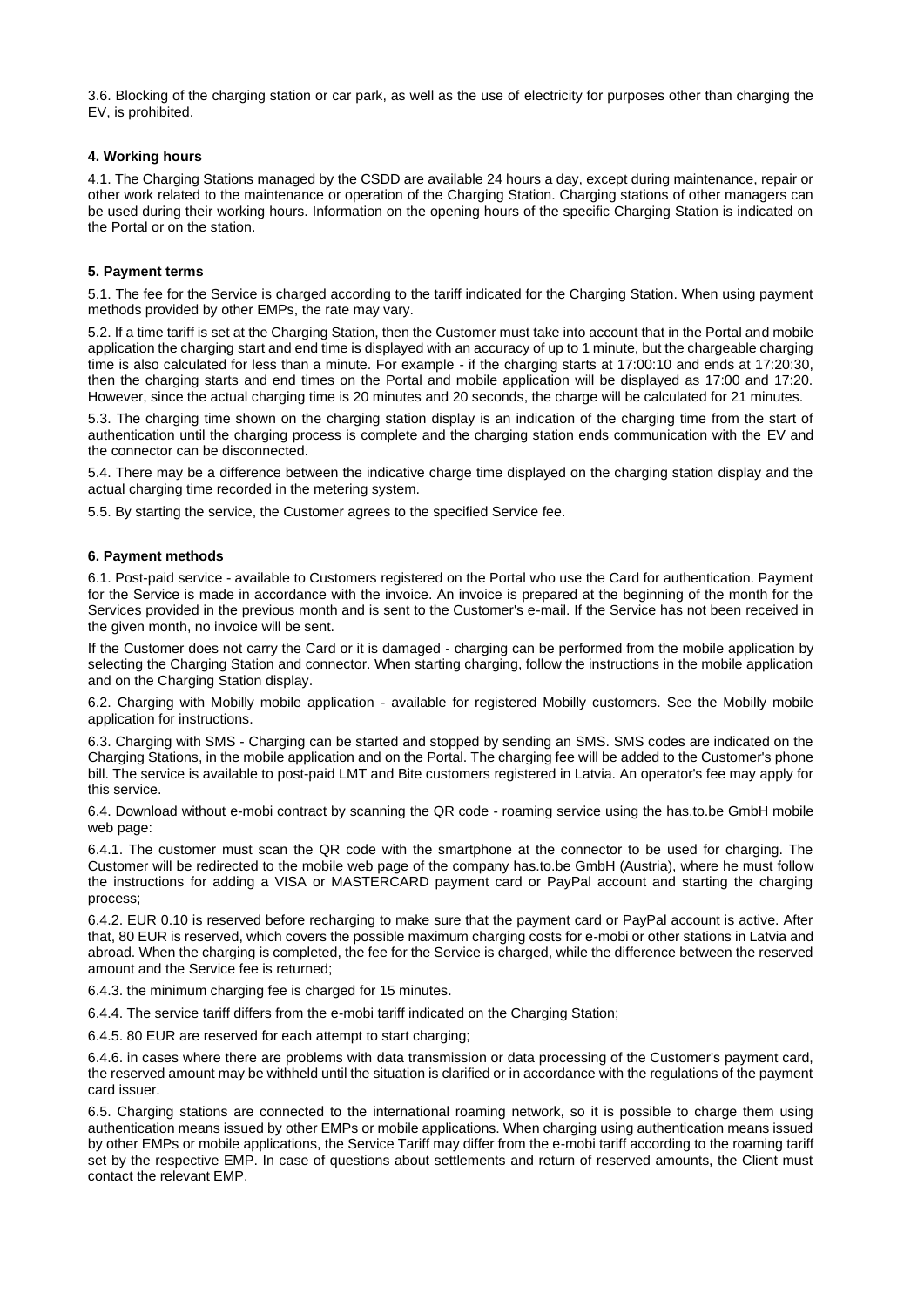3.6. Blocking of the charging station or car park, as well as the use of electricity for purposes other than charging the EV, is prohibited.

## 4. Working hours

4.1. The Charging Stations managed by the CSDD are available 24 hours a day, except during maintenance, repair or other work related to the maintenance or operation of the Charging Station. Charging stations of other managers can be used during their working hours. Information on the opening hours of the specific Charging Station is indicated on the Portal or on the station.

## 5. Payment terms

5.1. The fee for the Service is charged according to the tariff indicated for the Charging Station. When using payment methods provided by other EMPs, the rate may vary.

5.2. If a time tariff is set at the Charging Station, then the Customer must take into account that in the Portal and mobile application the charging start and end time is displayed with an accuracy of up to 1 minute, but the chargeable charging time is also calculated for less than a minute. For example - if the charging starts at 17:00:10 and ends at 17:20:30, then the charging starts and end times on the Portal and mobile application will be displayed as 17:00 and 17:20. However, since the actual charging time is 20 minutes and 20 seconds, the charge will be calculated for 21 minutes.

5.3. The charging time shown on the charging station display is an indication of the charging time from the start of authentication until the charging process is complete and the charging station ends communication with the EV and the connector can be disconnected.

5.4. There may be a difference between the indicative charge time displayed on the charging station display and the actual charging time recorded in the metering system.

5.5. By starting the service, the Customer agrees to the specified Service fee.

## 6. Payment methods

6.1. Post-paid service - available to Customers registered on the Portal who use the Card for authentication. Payment for the Service is made in accordance with the invoice. An invoice is prepared at the beginning of the month for the Services provided in the previous month and is sent to the Customer's e-mail. If the Service has not been received in the given month, no invoice will be sent.

If the Customer does not carry the Card or it is damaged - charging can be performed from the mobile application by selecting the Charging Station and connector. When starting charging, follow the instructions in the mobile application and on the Charging Station display.

6.2. Charging with Mobilly mobile application - available for registered Mobilly customers. See the Mobilly mobile application for instructions.

6.3. Charging with SMS - Charging can be started and stopped by sending an SMS. SMS codes are indicated on the Charging Stations, in the mobile application and on the Portal. The charging fee will be added to the Customer's phone bill. The service is available to post-paid LMT and Bite customers registered in Latvia. An operator's fee may apply for this service.

6.4. Download without e-mobi contract by scanning the QR code - roaming service using the has.to.be GmbH mobile web page:

6.4.1. The customer must scan the QR code with the smartphone at the connector to be used for charging. The Customer will be redirected to the mobile web page of the company has.to.be GmbH (Austria), where he must follow the instructions for adding a VISA or MASTERCARD payment card or PayPal account and starting the charging process;

6.4.2. EUR 0.10 is reserved before recharging to make sure that the payment card or PayPal account is active. After that, 80 EUR is reserved, which covers the possible maximum charging costs for e-mobi or other stations in Latvia and abroad. When the charging is completed, the fee for the Service is charged, while the difference between the reserved amount and the Service fee is returned;

6.4.3. the minimum charging fee is charged for 15 minutes.

6.4.4. The service tariff differs from the e-mobi tariff indicated on the Charging Station;

6.4.5. 80 EUR are reserved for each attempt to start charging;

6.4.6. in cases where there are problems with data transmission or data processing of the Customer's payment card, the reserved amount may be withheld until the situation is clarified or in accordance with the regulations of the payment card issuer.

6.5. Charging stations are connected to the international roaming network, so it is possible to charge them using authentication means issued by other EMPs or mobile applications. When charging using authentication means issued by other EMPs or mobile applications, the Service Tariff may differ from the e-mobi tariff according to the roaming tariff set by the respective EMP. In case of questions about settlements and return of reserved amounts, the Client must contact the relevant EMP.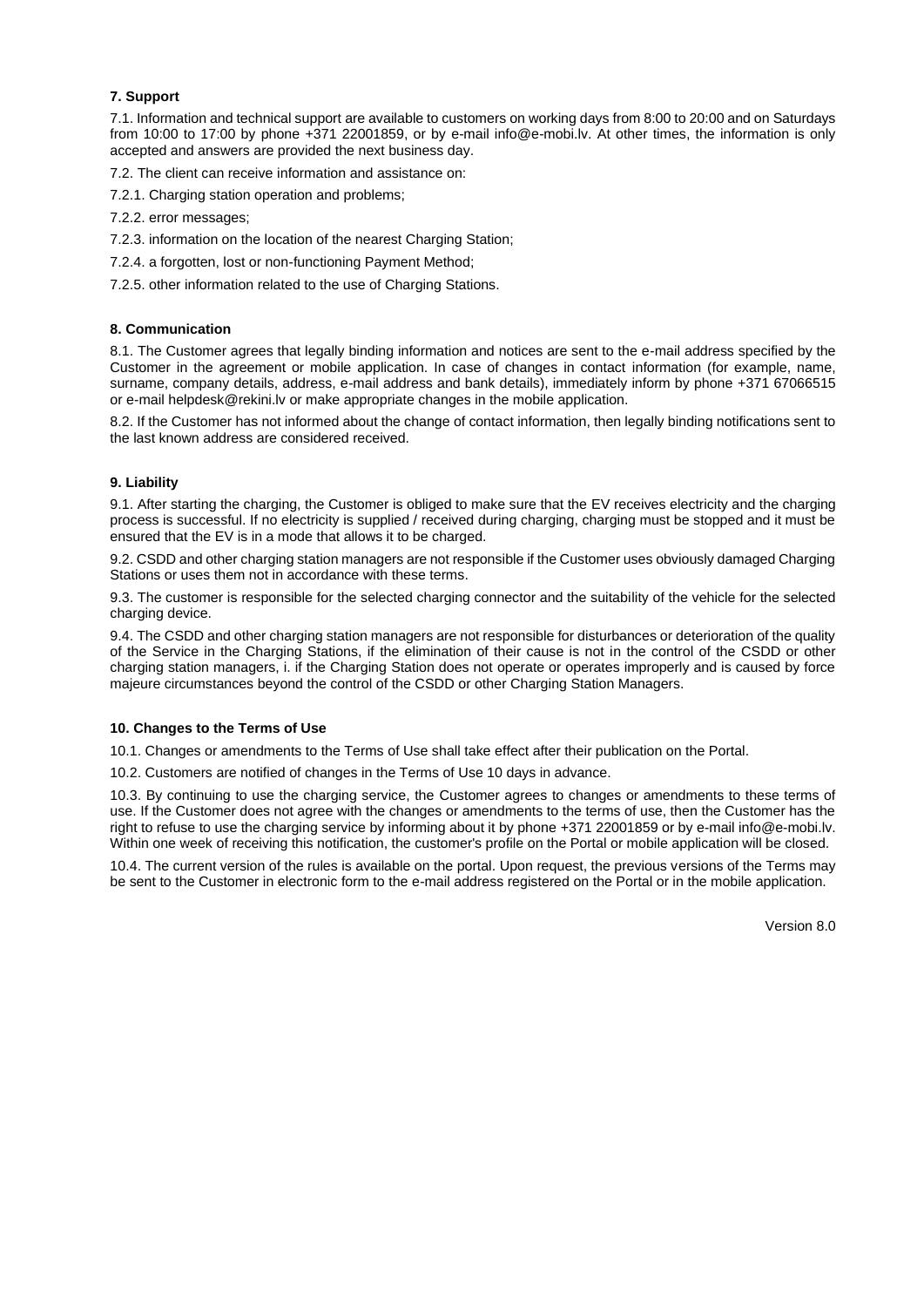**7. Support**

7.1. Information and technical support are available to customers on working days from 8:00 to 20:00 and on Saturdays from 10:00 to 17:00 by phone +371 22001859, or by e-mail info@e-mobi.lv. At other times, the information is only accepted and answers are provided the next business day.

7.2. The client can receive information and assistance on:

7.2.1. Charging station operation and problems;

7.2.2. error messages;

7.2.3. information on the location of the nearest Charging Station;

7.2.4. a forgotten, lost or non-functioning Payment Method;

7.2.5. other information related to the use of Charging Stations.

**8. Communication**

8.1. The Customer agrees that legally binding information and notices are sent to the e-mail address specified by the Customer in the agreement or mobile application. In case of changes in contact information (for example, name, surname, company details, address, e-mail address and bank details), immediately inform by phone +371 67066515 or e-mail helpdesk@rekini.lv or make appropriate changes in the mobile application.

8.2. If the Customer has not informed about the change of contact information, then legally binding notifications sent to the last known address are considered received.

**9. Liability**

9.1. After starting the charging, the Customer is obliged to make sure that the EV receives electricity and the charging process is successful. If no electricity is supplied / received during charging, charging must be stopped and it must be ensured that the EV is in a mode that allows it to be charged.

9.2. CSDD and other charging station managers are not responsible if the Customer uses obviously damaged Charging Stations or uses them not in accordance with these terms.

9.3. The customer is responsible for the selected charging connector and the suitability of the vehicle for the selected charging device.

9.4. The CSDD and other charging station managers are not responsible for disturbances or deterioration of the quality of the Service in the Charging Stations, if the elimination of their cause is not in the control of the CSDD or other charging station managers, i. if the Charging Station does not operate or operates improperly and is caused by force majeure circumstances beyond the control of the CSDD or other Charging Station Managers.

**10. Changes to the Terms of Use**

10.1. Changes or amendments to the Terms of Use shall take effect after their publication on the Portal.

10.2. Customers are notified of changes in the Terms of Use 10 days in advance.

10.3. By continuing to use the charging service, the Customer agrees to changes or amendments to these terms of use. If the Customer does not agree with the changes or amendments to the terms of use, then the Customer has the right to refuse to use the charging service by informing about it by phone +371 22001859 or by e-mail info@e-mobi.lv. Within one week of receiving this notification, the customer's profile on the Portal or mobile application will be closed.

10.4. The current version of the rules is available on the portal. Upon request, the previous versions of the Terms may be sent to the Customer in electronic form to the e-mail address registered on the Portal or in the mobile application.

Version 8.0